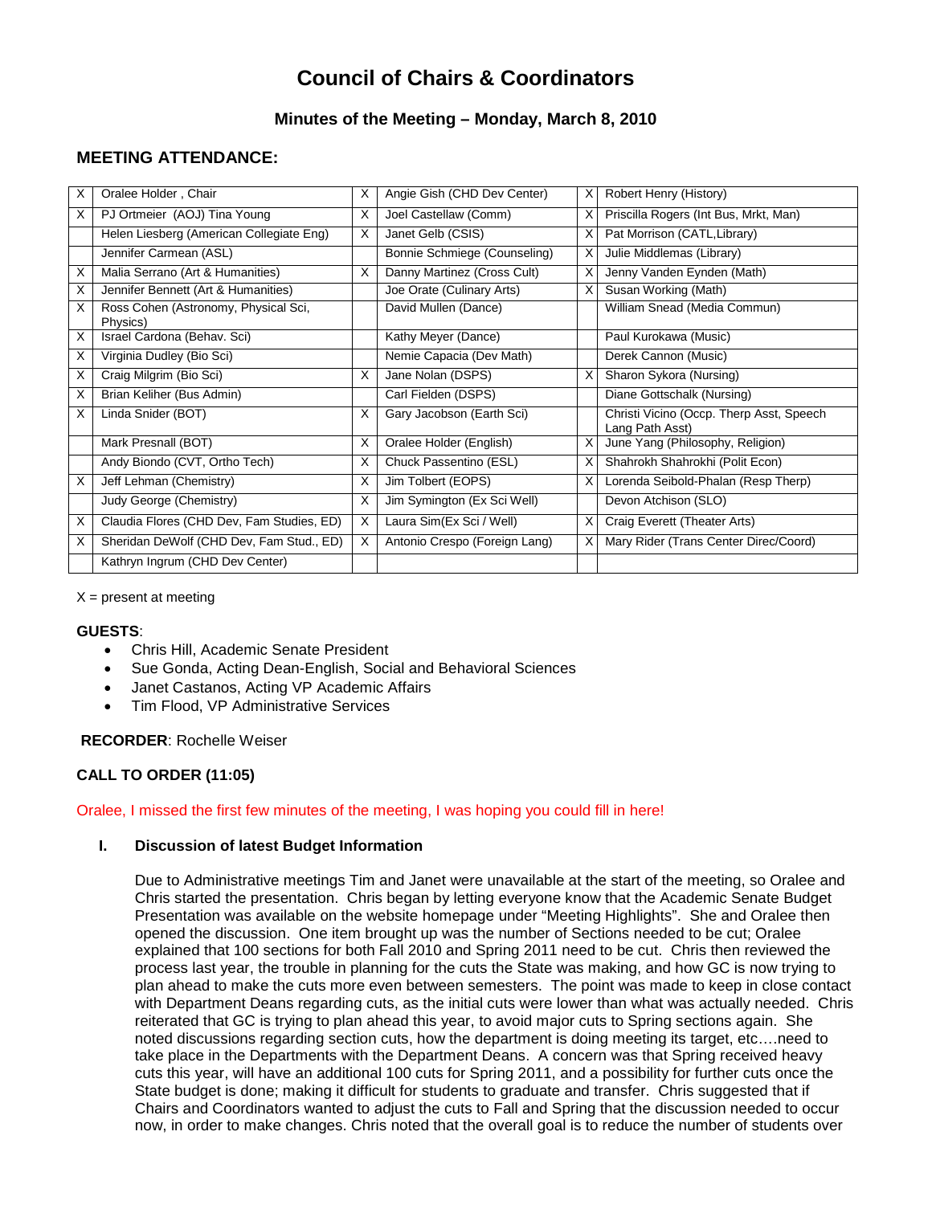# Council of Chairs & Coordinators

## Minutes of the Meeting – Monday, March 8, 2010

## MEETING ATTENDANCE:

| | | | | | |
|---|---|---|---|---|---|
| X | Oralee Holder , Chair | X | Angie Gish (CHD Dev Center) | X | Robert Henry (History) |
| X | PJ Ortmeier (AOJ) Tina Young | X | Joel Castellaw (Comm) | X | Priscilla Rogers (Int Bus, Mrkt, Man) |
| | Helen Liesberg (American Collegiate Eng) | X | Janet Gelb (CSIS) | X | Pat Morrison (CATL,Library) |
| | Jennifer Carmean (ASL) | | Bonnie Schmiege (Counseling) | X | Julie Middlemas (Library) |
| X | Malia Serrano (Art & Humanities) | X | Danny Martinez (Cross Cult) | X | Jenny Vanden Eynden (Math) |
| X | Jennifer Bennett (Art & Humanities) | | Joe Orate (Culinary Arts) | X | Susan Working (Math) |
| X | Ross Cohen (Astronomy, Physical Sci, Physics) | | David Mullen (Dance) | | William Snead (Media Commun) |
| X | Israel Cardona (Behav. Sci) | | Kathy Meyer (Dance) | | Paul Kurokawa (Music) |
| X | Virginia Dudley (Bio Sci) | | Nemie Capacia (Dev Math) | | Derek Cannon (Music) |
| X | Craig Milgrim (Bio Sci) | X | Jane Nolan (DSPS) | X | Sharon Sykora (Nursing) |
| X | Brian Keliher (Bus Admin) | | Carl Fielden (DSPS) | | Diane Gottschalk (Nursing) |
| X | Linda Snider (BOT) | X | Gary Jacobson (Earth Sci) | | Christi Vicino (Occp. Therp Asst, Speech Lang Path Asst) |
| | Mark Presnall (BOT) | X | Oralee Holder (English) | X | June Yang (Philosophy, Religion) |
| | Andy Biondo (CVT, Ortho Tech) | X | Chuck Passentino (ESL) | X | Shahrokh Shahrokhi (Polit Econ) |
| X | Jeff Lehman (Chemistry) | X | Jim Tolbert (EOPS) | X | Lorenda Seibold-Phalan (Resp Therp) |
| | Judy George (Chemistry) | X | Jim Symington (Ex Sci Well) | | Devon Atchison (SLO) |
| X | Claudia Flores (CHD Dev, Fam Studies, ED) | X | Laura Sim(Ex Sci / Well) | X | Craig Everett (Theater Arts) |
| X | Sheridan DeWolf (CHD Dev, Fam Stud., ED) | X | Antonio Crespo (Foreign Lang) | X | Mary Rider (Trans Center Direc/Coord) |
| | Kathryn Ingrum (CHD Dev Center) | | | | |

X = present at meeting

**GUESTS**:

- Chris Hill, Academic Senate President
- Sue Gonda, Acting Dean-English, Social and Behavioral Sciences
- Janet Castanos, Acting VP Academic Affairs
- Tim Flood, VP Administrative Services

**RECORDER**: Rochelle Weiser

**CALL TO ORDER (11:05)**

Oralee, I missed the first few minutes of the meeting, I was hoping you could fill in here!

**I. Discussion of latest Budget Information**

Due to Administrative meetings Tim and Janet were unavailable at the start of the meeting, so Oralee and Chris started the presentation. Chris began by letting everyone know that the Academic Senate Budget Presentation was available on the website homepage under "Meeting Highlights". She and Oralee then opened the discussion. One item brought up was the number of Sections needed to be cut; Oralee explained that 100 sections for both Fall 2010 and Spring 2011 need to be cut. Chris then reviewed the process last year, the trouble in planning for the cuts the State was making, and how GC is now trying to plan ahead to make the cuts more even between semesters. The point was made to keep in close contact with Department Deans regarding cuts, as the initial cuts were lower than what was actually needed. Chris reiterated that GC is trying to plan ahead this year, to avoid major cuts to Spring sections again. She noted discussions regarding section cuts, how the department is doing meeting its target, etc….need to take place in the Departments with the Department Deans. A concern was that Spring received heavy cuts this year, will have an additional 100 cuts for Spring 2011, and a possibility for further cuts once the State budget is done; making it difficult for students to graduate and transfer. Chris suggested that if Chairs and Coordinators wanted to adjust the cuts to Fall and Spring that the discussion needed to occur now, in order to make changes. Chris noted that the overall goal is to reduce the number of students over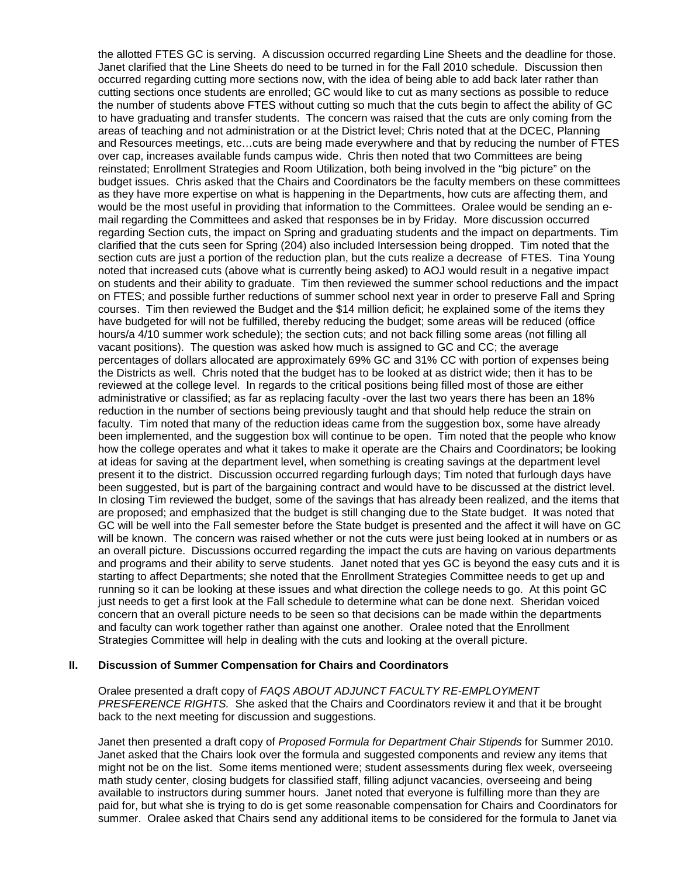the allotted FTES GC is serving. A discussion occurred regarding Line Sheets and the deadline for those. Janet clarified that the Line Sheets do need to be turned in for the Fall 2010 schedule. Discussion then occurred regarding cutting more sections now, with the idea of being able to add back later rather than cutting sections once students are enrolled; GC would like to cut as many sections as possible to reduce the number of students above FTES without cutting so much that the cuts begin to affect the ability of GC to have graduating and transfer students. The concern was raised that the cuts are only coming from the areas of teaching and not administration or at the District level; Chris noted that at the DCEC, Planning and Resources meetings, etc…cuts are being made everywhere and that by reducing the number of FTES over cap, increases available funds campus wide. Chris then noted that two Committees are being reinstated; Enrollment Strategies and Room Utilization, both being involved in the "big picture" on the budget issues. Chris asked that the Chairs and Coordinators be the faculty members on these committees as they have more expertise on what is happening in the Departments, how cuts are affecting them, and would be the most useful in providing that information to the Committees. Oralee would be sending an e-mail regarding the Committees and asked that responses be in by Friday. More discussion occurred regarding Section cuts, the impact on Spring and graduating students and the impact on departments. Tim clarified that the cuts seen for Spring (204) also included Intersession being dropped. Tim noted that the section cuts are just a portion of the reduction plan, but the cuts realize a decrease of FTES. Tina Young noted that increased cuts (above what is currently being asked) to AOJ would result in a negative impact on students and their ability to graduate. Tim then reviewed the summer school reductions and the impact on FTES; and possible further reductions of summer school next year in order to preserve Fall and Spring courses. Tim then reviewed the Budget and the $14 million deficit; he explained some of the items they have budgeted for will not be fulfilled, thereby reducing the budget; some areas will be reduced (office hours/a 4/10 summer work schedule); the section cuts; and not back filling some areas (not filling all vacant positions). The question was asked how much is assigned to GC and CC; the average percentages of dollars allocated are approximately 69% GC and 31% CC with portion of expenses being the Districts as well. Chris noted that the budget has to be looked at as district wide; then it has to be reviewed at the college level. In regards to the critical positions being filled most of those are either administrative or classified; as far as replacing faculty -over the last two years there has been an 18% reduction in the number of sections being previously taught and that should help reduce the strain on faculty. Tim noted that many of the reduction ideas came from the suggestion box, some have already been implemented, and the suggestion box will continue to be open. Tim noted that the people who know how the college operates and what it takes to make it operate are the Chairs and Coordinators; be looking at ideas for saving at the department level, when something is creating savings at the department level present it to the district. Discussion occurred regarding furlough days; Tim noted that furlough days have been suggested, but is part of the bargaining contract and would have to be discussed at the district level. In closing Tim reviewed the budget, some of the savings that has already been realized, and the items that are proposed; and emphasized that the budget is still changing due to the State budget. It was noted that GC will be well into the Fall semester before the State budget is presented and the affect it will have on GC will be known. The concern was raised whether or not the cuts were just being looked at in numbers or as an overall picture. Discussions occurred regarding the impact the cuts are having on various departments and programs and their ability to serve students. Janet noted that yes GC is beyond the easy cuts and it is starting to affect Departments; she noted that the Enrollment Strategies Committee needs to get up and running so it can be looking at these issues and what direction the college needs to go. At this point GC just needs to get a first look at the Fall schedule to determine what can be done next. Sheridan voiced concern that an overall picture needs to be seen so that decisions can be made within the departments and faculty can work together rather than against one another. Oralee noted that the Enrollment Strategies Committee will help in dealing with the cuts and looking at the overall picture.

## II. Discussion of Summer Compensation for Chairs and Coordinators

Oralee presented a draft copy of *FAQS ABOUT ADJUNCT FACULTY RE-EMPLOYMENT PRESFERENCE RIGHTS.* She asked that the Chairs and Coordinators review it and that it be brought back to the next meeting for discussion and suggestions.

Janet then presented a draft copy of *Proposed Formula for Department Chair Stipends* for Summer 2010. Janet asked that the Chairs look over the formula and suggested components and review any items that might not be on the list. Some items mentioned were; student assessments during flex week, overseeing math study center, closing budgets for classified staff, filling adjunct vacancies, overseeing and being available to instructors during summer hours. Janet noted that everyone is fulfilling more than they are paid for, but what she is trying to do is get some reasonable compensation for Chairs and Coordinators for summer. Oralee asked that Chairs send any additional items to be considered for the formula to Janet via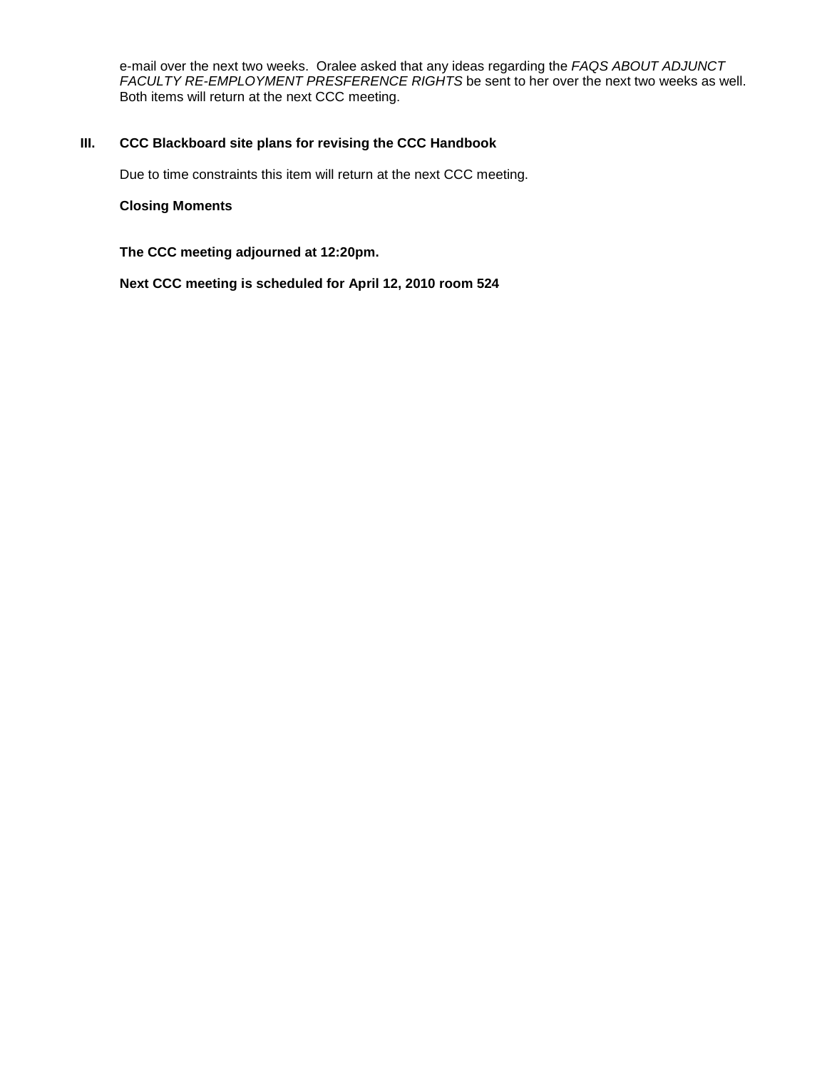e-mail over the next two weeks. Oralee asked that any ideas regarding the *FAQS ABOUT ADJUNCT FACULTY RE-EMPLOYMENT PRESFERENCE RIGHTS* be sent to her over the next two weeks as well. Both items will return at the next CCC meeting.

**III. CCC Blackboard site plans for revising the CCC Handbook**

Due to time constraints this item will return at the next CCC meeting.

**Closing Moments**

**The CCC meeting adjourned at 12:20pm.**

**Next CCC meeting is scheduled for April 12, 2010 room 524**